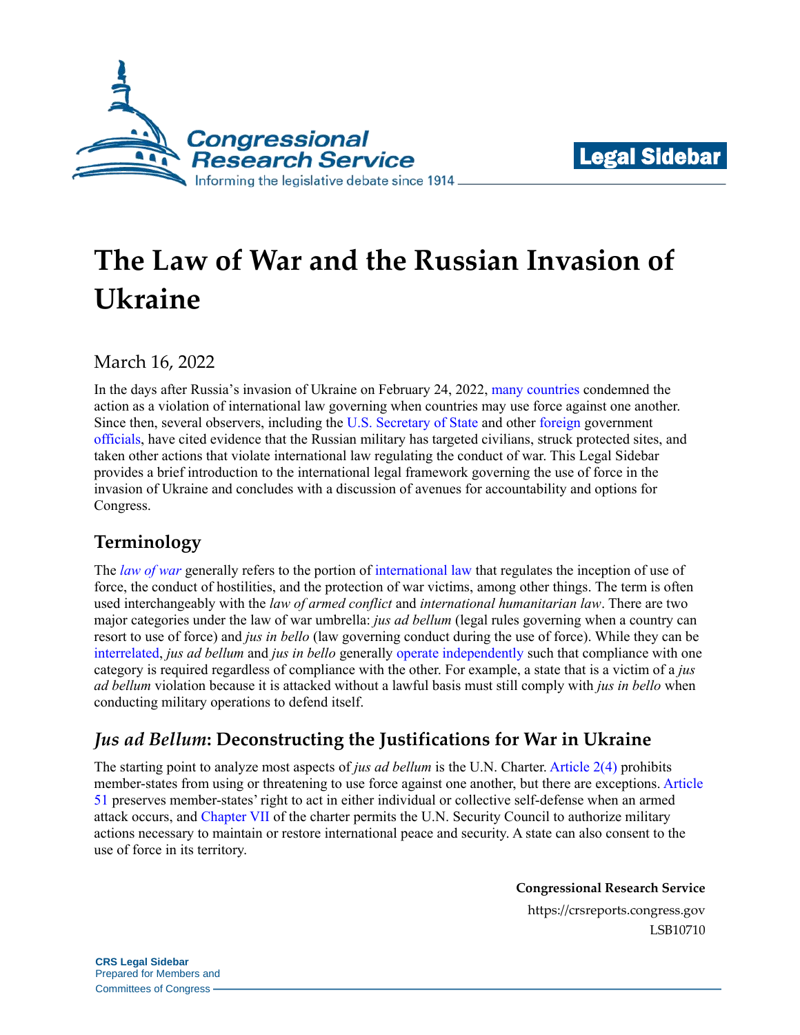# The Law of War and the Russian Invasion of Ukraine

March 16, 2022

In the days after Russia's invasion of Ukraine on February 24, 2022, many countries condemned the action as a violation of international law governing when countries may use force against one another. Since then, several observers, including the U.S. Secretary of State and other foreign government officials, have cited evidence that the Russian military has targeted civilians, struck protected sites, and taken other actions that violate international law regulating the conduct of war. This Legal Sidebar provides a brief introduction to the international legal framework governing the use of force in the invasion of Ukraine and concludes with a discussion of avenues for accountability and options for Congress.

## Terminology

The *law of war* generally refers to the portion of international law that regulates the inception of use of force, the conduct of hostilities, and the protection of war victims, among other things. The term is often used interchangeably with the *law of armed conflict* and *international humanitarian law*. There are two major categories under the law of war umbrella: *jus ad bellum* (legal rules governing when a country can resort to use of force) and *jus in bello* (law governing conduct during the use of force). While they can be interrelated, *jus ad bellum* and *jus in bello* generally operate independently such that compliance with one category is required regardless of compliance with the other. For example, a state that is a victim of a *jus ad bellum* violation because it is attacked without a lawful basis must still comply with *jus in bello* when conducting military operations to defend itself.

## *Jus ad Bellum*: Deconstructing the Justifications for War in Ukraine

The starting point to analyze most aspects of *jus ad bellum* is the U.N. Charter. Article 2(4) prohibits member-states from using or threatening to use force against one another, but there are exceptions. Article 51 preserves member-states' right to act in either individual or collective self-defense when an armed attack occurs, and Chapter VII of the charter permits the U.N. Security Council to authorize military actions necessary to maintain or restore international peace and security. A state can also consent to the use of force in its territory.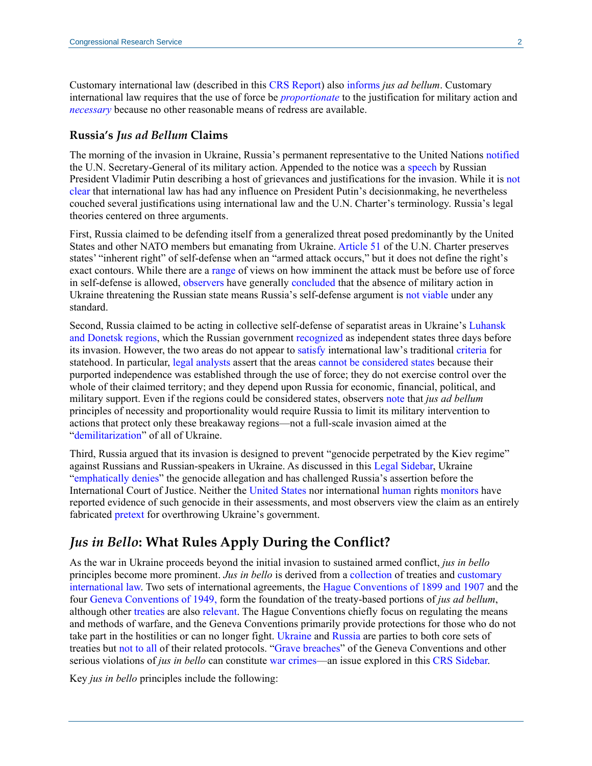Customary international law (described in this CRS Report) also informs *jus ad bellum*. Customary international law requires that the use of force be *proportionate* to the justification for military action and *necessary* because no other reasonable means of redress are available.

### Russia's *Jus ad Bellum* Claims

The morning of the invasion in Ukraine, Russia's permanent representative to the United Nations notified the U.N. Secretary-General of its military action. Appended to the notice was a speech by Russian President Vladimir Putin describing a host of grievances and justifications for the invasion. While it is not clear that international law has had any influence on President Putin's decisionmaking, he nevertheless couched several justifications using international law and the U.N. Charter's terminology. Russia's legal theories centered on three arguments.

First, Russia claimed to be defending itself from a generalized threat posed predominantly by the United States and other NATO members but emanating from Ukraine. Article 51 of the U.N. Charter preserves states' "inherent right" of self-defense when an "armed attack occurs," but it does not define the right's exact contours. While there are a range of views on how imminent the attack must be before use of force in self-defense is allowed, observers have generally concluded that the absence of military action in Ukraine threatening the Russian state means Russia's self-defense argument is not viable under any standard.

Second, Russia claimed to be acting in collective self-defense of separatist areas in Ukraine's Luhansk and Donetsk regions, which the Russian government recognized as independent states three days before its invasion. However, the two areas do not appear to satisfy international law's traditional criteria for statehood. In particular, legal analysts assert that the areas cannot be considered states because their purported independence was established through the use of force; they do not exercise control over the whole of their claimed territory; and they depend upon Russia for economic, financial, political, and military support. Even if the regions could be considered states, observers note that *jus ad bellum* principles of necessity and proportionality would require Russia to limit its military intervention to actions that protect only these breakaway regions—not a full-scale invasion aimed at the "demilitarization" of all of Ukraine.

Third, Russia argued that its invasion is designed to prevent "genocide perpetrated by the Kiev regime" against Russians and Russian-speakers in Ukraine. As discussed in this Legal Sidebar, Ukraine "emphatically denies" the genocide allegation and has challenged Russia's assertion before the International Court of Justice. Neither the United States nor international human rights monitors have reported evidence of such genocide in their assessments, and most observers view the claim as an entirely fabricated pretext for overthrowing Ukraine's government.

## *Jus in Bello*: What Rules Apply During the Conflict?

As the war in Ukraine proceeds beyond the initial invasion to sustained armed conflict, *jus in bello* principles become more prominent. *Jus in bello* is derived from a collection of treaties and customary international law. Two sets of international agreements, the Hague Conventions of 1899 and 1907 and the four Geneva Conventions of 1949, form the foundation of the treaty-based portions of *jus ad bellum*, although other treaties are also relevant. The Hague Conventions chiefly focus on regulating the means and methods of warfare, and the Geneva Conventions primarily provide protections for those who do not take part in the hostilities or can no longer fight. Ukraine and Russia are parties to both core sets of treaties but not to all of their related protocols. "Grave breaches" of the Geneva Conventions and other serious violations of *jus in bello* can constitute war crimes—an issue explored in this CRS Sidebar.

Key *jus in bello* principles include the following: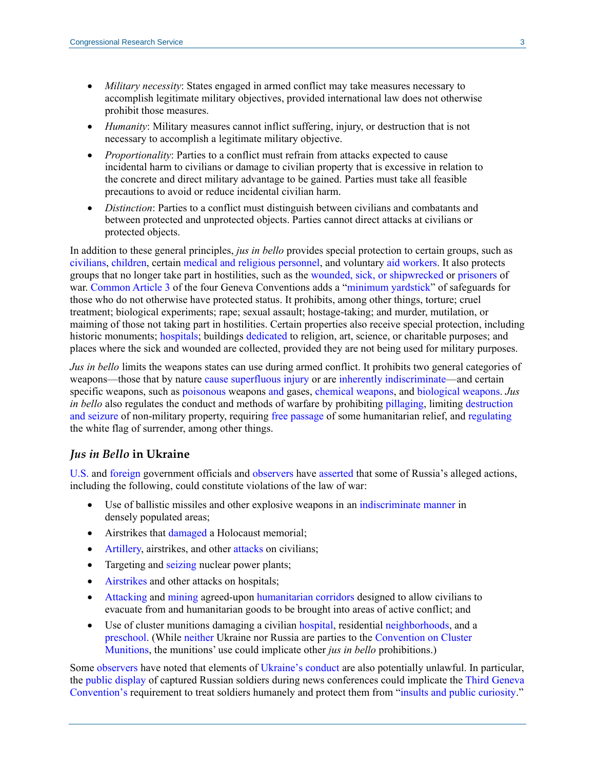- *Military necessity*: States engaged in armed conflict may take measures necessary to accomplish legitimate military objectives, provided international law does not otherwise prohibit those measures.
- *Humanity*: Military measures cannot inflict suffering, injury, or destruction that is not necessary to accomplish a legitimate military objective.
- *Proportionality*: Parties to a conflict must refrain from attacks expected to cause incidental harm to civilians or damage to civilian property that is excessive in relation to the concrete and direct military advantage to be gained. Parties must take all feasible precautions to avoid or reduce incidental civilian harm.
- *Distinction*: Parties to a conflict must distinguish between civilians and combatants and between protected and unprotected objects. Parties cannot direct attacks at civilians or protected objects.

In addition to these general principles, *jus in bello* provides special protection to certain groups, such as civilians, children, certain medical and religious personnel, and voluntary aid workers. It also protects groups that no longer take part in hostilities, such as the wounded, sick, or shipwrecked or prisoners of war. Common Article 3 of the four Geneva Conventions adds a "minimum yardstick" of safeguards for those who do not otherwise have protected status. It prohibits, among other things, torture; cruel treatment; biological experiments; rape; sexual assault; hostage-taking; and murder, mutilation, or maiming of those not taking part in hostilities. Certain properties also receive special protection, including historic monuments; hospitals; buildings dedicated to religion, art, science, or charitable purposes; and places where the sick and wounded are collected, provided they are not being used for military purposes.

*Jus in bello* limits the weapons states can use during armed conflict. It prohibits two general categories of weapons—those that by nature cause superfluous injury or are inherently indiscriminate—and certain specific weapons, such as poisonous weapons and gases, chemical weapons, and biological weapons. *Jus in bello* also regulates the conduct and methods of warfare by prohibiting pillaging, limiting destruction and seizure of non-military property, requiring free passage of some humanitarian relief, and regulating the white flag of surrender, among other things.

## *Jus in Bello* in Ukraine

U.S. and foreign government officials and observers have asserted that some of Russia's alleged actions, including the following, could constitute violations of the law of war:

- Use of ballistic missiles and other explosive weapons in an indiscriminate manner in densely populated areas;
- Airstrikes that damaged a Holocaust memorial;
- Artillery, airstrikes, and other attacks on civilians;
- Targeting and seizing nuclear power plants;
- Airstrikes and other attacks on hospitals;
- Attacking and mining agreed-upon humanitarian corridors designed to allow civilians to evacuate from and humanitarian goods to be brought into areas of active conflict; and
- Use of cluster munitions damaging a civilian hospital, residential neighborhoods, and a preschool. (While neither Ukraine nor Russia are parties to the Convention on Cluster Munitions, the munitions' use could implicate other *jus in bello* prohibitions.)

Some observers have noted that elements of Ukraine's conduct are also potentially unlawful. In particular, the public display of captured Russian soldiers during news conferences could implicate the Third Geneva Convention's requirement to treat soldiers humanely and protect them from "insults and public curiosity."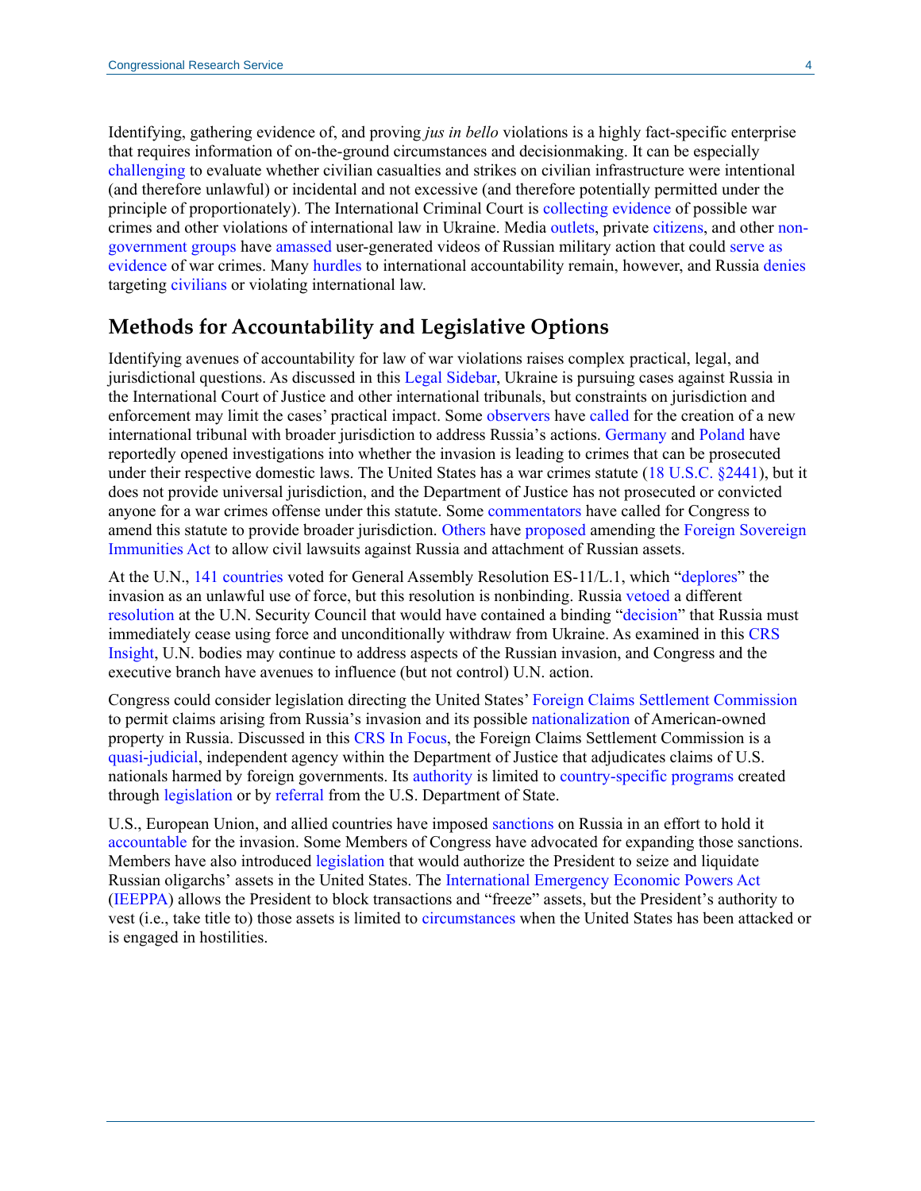Identifying, gathering evidence of, and proving *jus in bello* violations is a highly fact-specific enterprise that requires information of on-the-ground circumstances and decisionmaking. It can be especially challenging to evaluate whether civilian casualties and strikes on civilian infrastructure were intentional (and therefore unlawful) or incidental and not excessive (and therefore potentially permitted under the principle of proportionately). The International Criminal Court is collecting evidence of possible war crimes and other violations of international law in Ukraine. Media outlets, private citizens, and other non-government groups have amassed user-generated videos of Russian military action that could serve as evidence of war crimes. Many hurdles to international accountability remain, however, and Russia denies targeting civilians or violating international law.

## Methods for Accountability and Legislative Options

Identifying avenues of accountability for law of war violations raises complex practical, legal, and jurisdictional questions. As discussed in this Legal Sidebar, Ukraine is pursuing cases against Russia in the International Court of Justice and other international tribunals, but constraints on jurisdiction and enforcement may limit the cases' practical impact. Some observers have called for the creation of a new international tribunal with broader jurisdiction to address Russia's actions. Germany and Poland have reportedly opened investigations into whether the invasion is leading to crimes that can be prosecuted under their respective domestic laws. The United States has a war crimes statute (18 U.S.C. §2441), but it does not provide universal jurisdiction, and the Department of Justice has not prosecuted or convicted anyone for a war crimes offense under this statute. Some commentators have called for Congress to amend this statute to provide broader jurisdiction. Others have proposed amending the Foreign Sovereign Immunities Act to allow civil lawsuits against Russia and attachment of Russian assets.

At the U.N., 141 countries voted for General Assembly Resolution ES-11/L.1, which "deplores" the invasion as an unlawful use of force, but this resolution is nonbinding. Russia vetoed a different resolution at the U.N. Security Council that would have contained a binding "decision" that Russia must immediately cease using force and unconditionally withdraw from Ukraine. As examined in this CRS Insight, U.N. bodies may continue to address aspects of the Russian invasion, and Congress and the executive branch have avenues to influence (but not control) U.N. action.

Congress could consider legislation directing the United States' Foreign Claims Settlement Commission to permit claims arising from Russia's invasion and its possible nationalization of American-owned property in Russia. Discussed in this CRS In Focus, the Foreign Claims Settlement Commission is a quasi-judicial, independent agency within the Department of Justice that adjudicates claims of U.S. nationals harmed by foreign governments. Its authority is limited to country-specific programs created through legislation or by referral from the U.S. Department of State.

U.S., European Union, and allied countries have imposed sanctions on Russia in an effort to hold it accountable for the invasion. Some Members of Congress have advocated for expanding those sanctions. Members have also introduced legislation that would authorize the President to seize and liquidate Russian oligarchs' assets in the United States. The International Emergency Economic Powers Act (IEEPA) allows the President to block transactions and "freeze" assets, but the President's authority to vest (i.e., take title to) those assets is limited to circumstances when the United States has been attacked or is engaged in hostilities.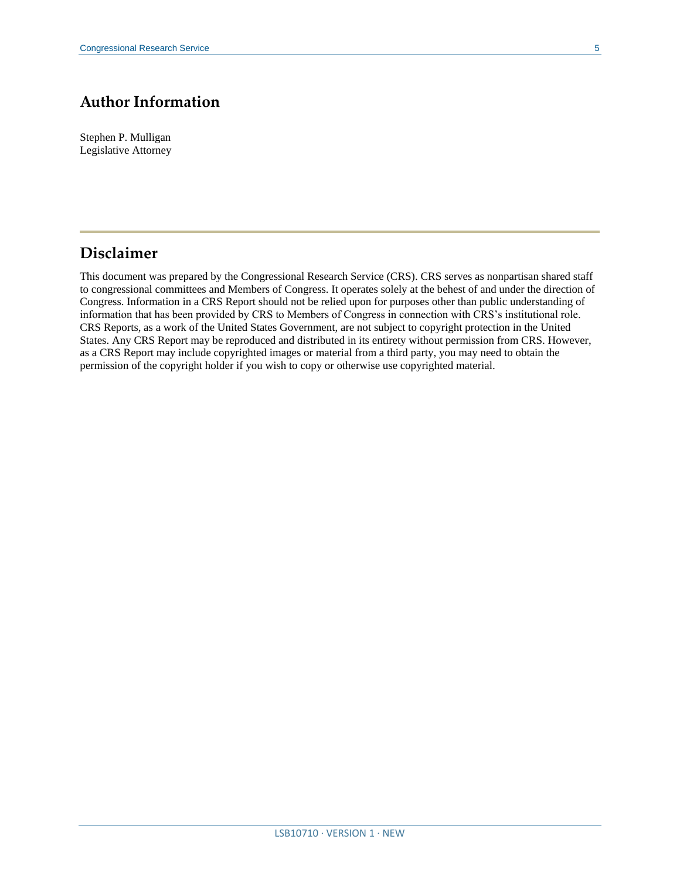## Author Information

Stephen P. Mulligan
Legislative Attorney

## Disclaimer

This document was prepared by the Congressional Research Service (CRS). CRS serves as nonpartisan shared staff to congressional committees and Members of Congress. It operates solely at the behest of and under the direction of Congress. Information in a CRS Report should not be relied upon for purposes other than public understanding of information that has been provided by CRS to Members of Congress in connection with CRS's institutional role. CRS Reports, as a work of the United States Government, are not subject to copyright protection in the United States. Any CRS Report may be reproduced and distributed in its entirety without permission from CRS. However, as a CRS Report may include copyrighted images or material from a third party, you may need to obtain the permission of the copyright holder if you wish to copy or otherwise use copyrighted material.